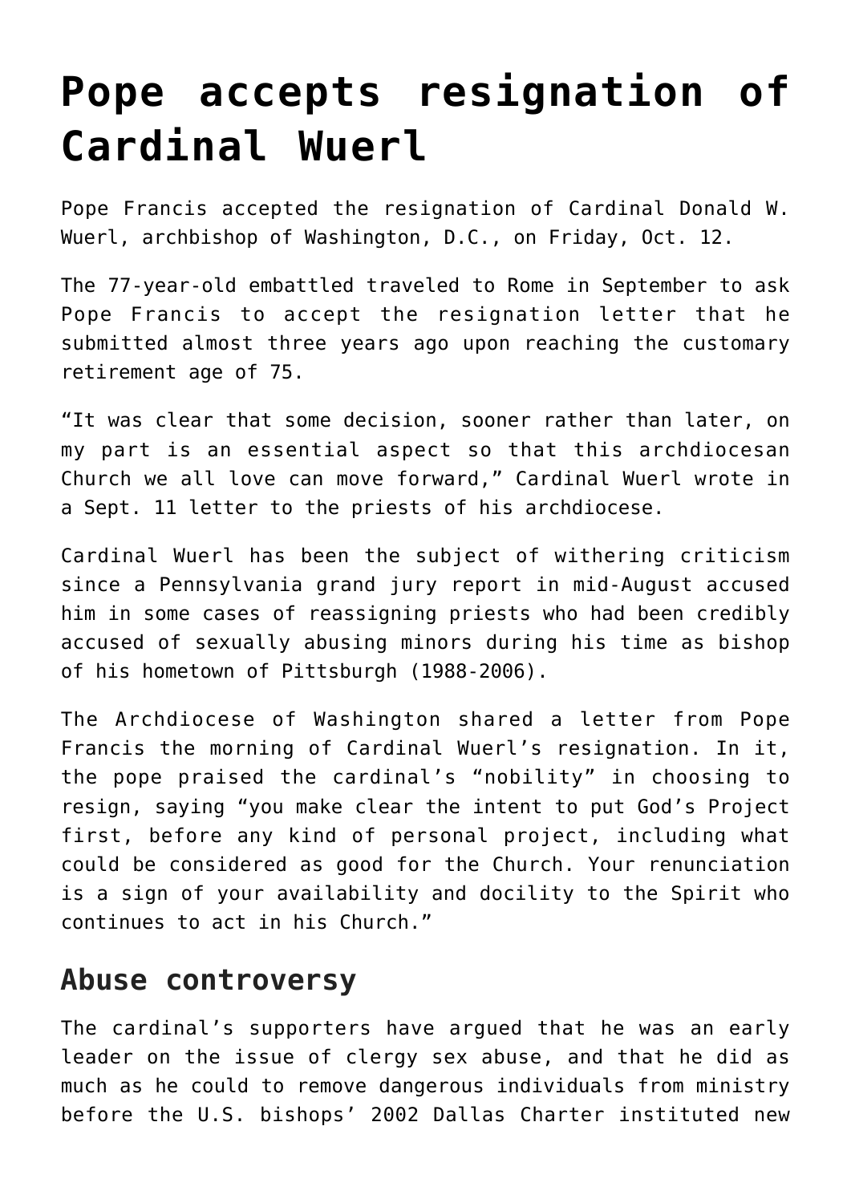# Pope accepts resignation of Cardinal Wuerl

Pope Francis accepted the resignation of Cardinal Donald W. Wuerl, archbishop of Washington, D.C., on Friday, Oct. 12.

The 77-year-old embattled traveled to Rome in September to ask Pope Francis to accept the resignation letter that he submitted almost three years ago upon reaching the customary retirement age of 75.

"It was clear that some decision, sooner rather than later, on my part is an essential aspect so that this archdiocesan Church we all love can move forward," Cardinal Wuerl wrote in a Sept. 11 letter to the priests of his archdiocese.

Cardinal Wuerl has been the subject of withering criticism since a Pennsylvania grand jury report in mid-August accused him in some cases of reassigning priests who had been credibly accused of sexually abusing minors during his time as bishop of his hometown of Pittsburgh (1988-2006).

The Archdiocese of Washington shared a letter from Pope Francis the morning of Cardinal Wuerl's resignation. In it, the pope praised the cardinal's "nobility" in choosing to resign, saying "you make clear the intent to put God's Project first, before any kind of personal project, including what could be considered as good for the Church. Your renunciation is a sign of your availability and docility to the Spirit who continues to act in his Church."

## Abuse controversy

The cardinal's supporters have argued that he was an early leader on the issue of clergy sex abuse, and that he did as much as he could to remove dangerous individuals from ministry before the U.S. bishops' 2002 Dallas Charter instituted new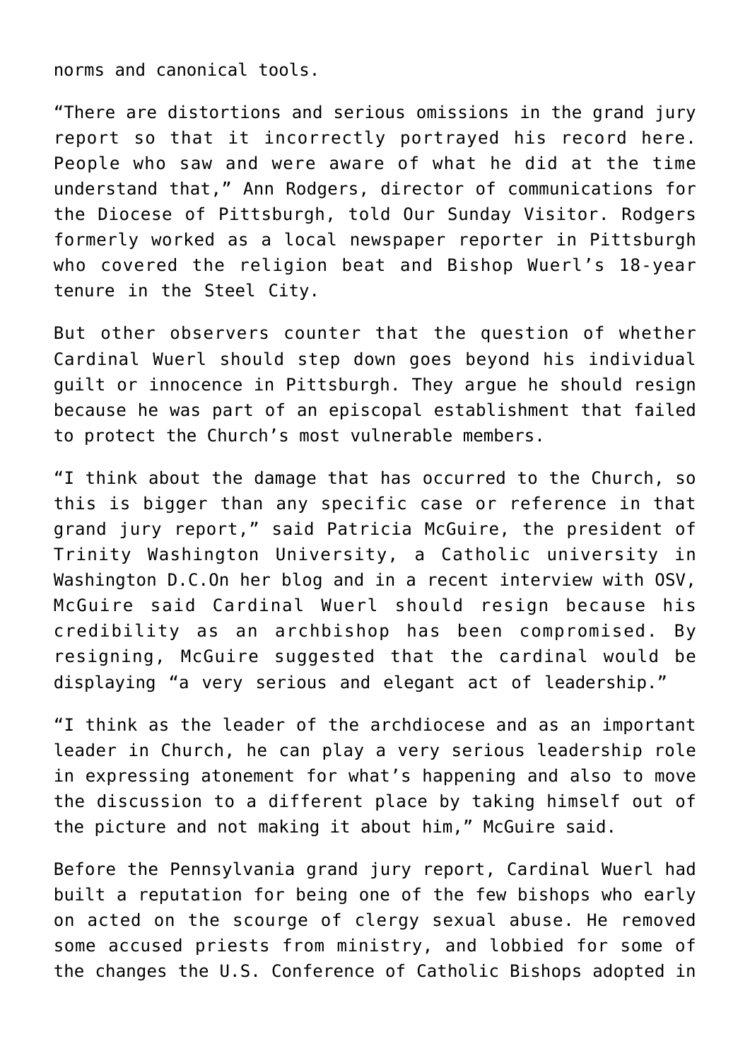norms and canonical tools.

“There are distortions and serious omissions in the grand jury report so that it incorrectly portrayed his record here. People who saw and were aware of what he did at the time understand that,” Ann Rodgers, director of communications for the Diocese of Pittsburgh, told Our Sunday Visitor. Rodgers formerly worked as a local newspaper reporter in Pittsburgh who covered the religion beat and Bishop Wuerl’s 18-year tenure in the Steel City.

But other observers counter that the question of whether Cardinal Wuerl should step down goes beyond his individual guilt or innocence in Pittsburgh. They argue he should resign because he was part of an episcopal establishment that failed to protect the Church’s most vulnerable members.

“I think about the damage that has occurred to the Church, so this is bigger than any specific case or reference in that grand jury report,” said Patricia McGuire, the president of Trinity Washington University, a Catholic university in Washington D.C.On her blog and in a recent interview with OSV, McGuire said Cardinal Wuerl should resign because his credibility as an archbishop has been compromised. By resigning, McGuire suggested that the cardinal would be displaying “a very serious and elegant act of leadership.”

“I think as the leader of the archdiocese and as an important leader in Church, he can play a very serious leadership role in expressing atonement for what’s happening and also to move the discussion to a different place by taking himself out of the picture and not making it about him,” McGuire said.

Before the Pennsylvania grand jury report, Cardinal Wuerl had built a reputation for being one of the few bishops who early on acted on the scourge of clergy sexual abuse. He removed some accused priests from ministry, and lobbied for some of the changes the U.S. Conference of Catholic Bishops adopted in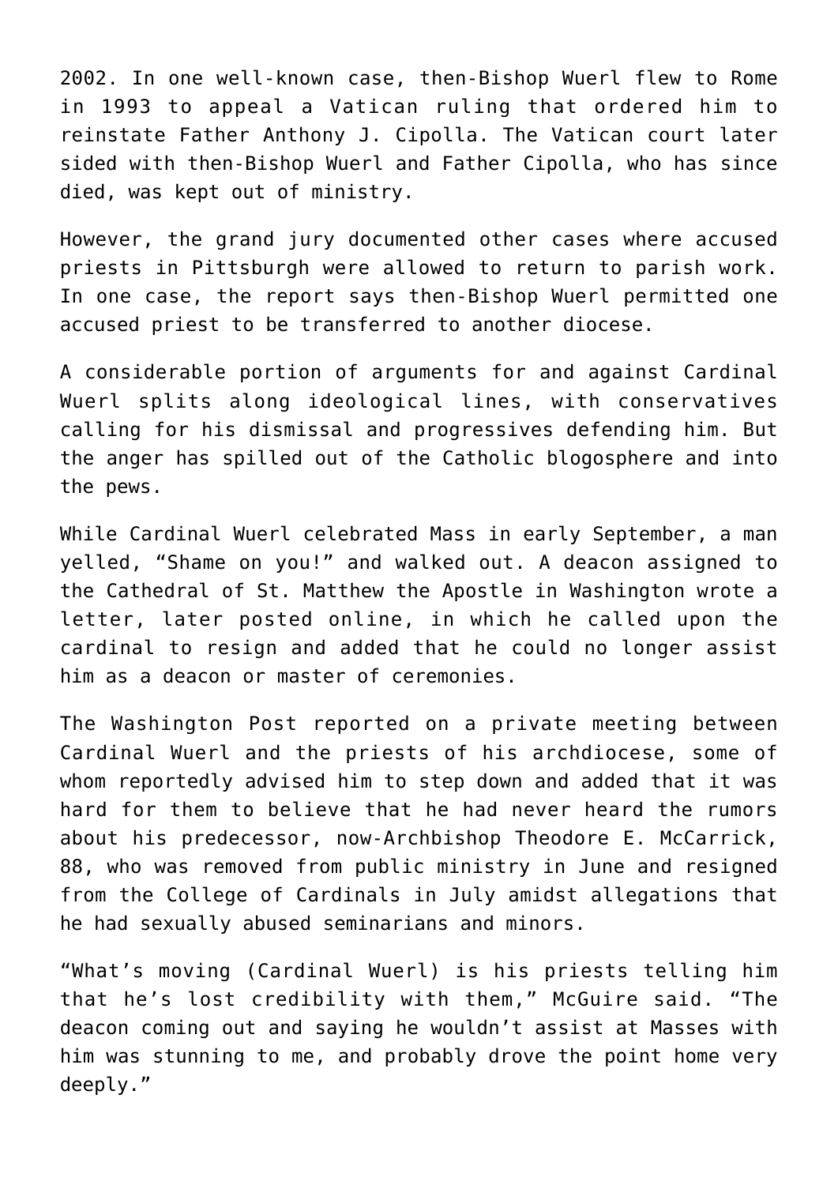2002. In one well-known case, then-Bishop Wuerl flew to Rome in 1993 to appeal a Vatican ruling that ordered him to reinstate Father Anthony J. Cipolla. The Vatican court later sided with then-Bishop Wuerl and Father Cipolla, who has since died, was kept out of ministry.

However, the grand jury documented other cases where accused priests in Pittsburgh were allowed to return to parish work. In one case, the report says then-Bishop Wuerl permitted one accused priest to be transferred to another diocese.

A considerable portion of arguments for and against Cardinal Wuerl splits along ideological lines, with conservatives calling for his dismissal and progressives defending him. But the anger has spilled out of the Catholic blogosphere and into the pews.

While Cardinal Wuerl celebrated Mass in early September, a man yelled, "Shame on you!" and walked out. A deacon assigned to the Cathedral of St. Matthew the Apostle in Washington wrote a letter, later posted online, in which he called upon the cardinal to resign and added that he could no longer assist him as a deacon or master of ceremonies.

The Washington Post reported on a private meeting between Cardinal Wuerl and the priests of his archdiocese, some of whom reportedly advised him to step down and added that it was hard for them to believe that he had never heard the rumors about his predecessor, now-Archbishop Theodore E. McCarrick, 88, who was removed from public ministry in June and resigned from the College of Cardinals in July amidst allegations that he had sexually abused seminarians and minors.

"What's moving (Cardinal Wuerl) is his priests telling him that he's lost credibility with them," McGuire said. "The deacon coming out and saying he wouldn't assist at Masses with him was stunning to me, and probably drove the point home very deeply."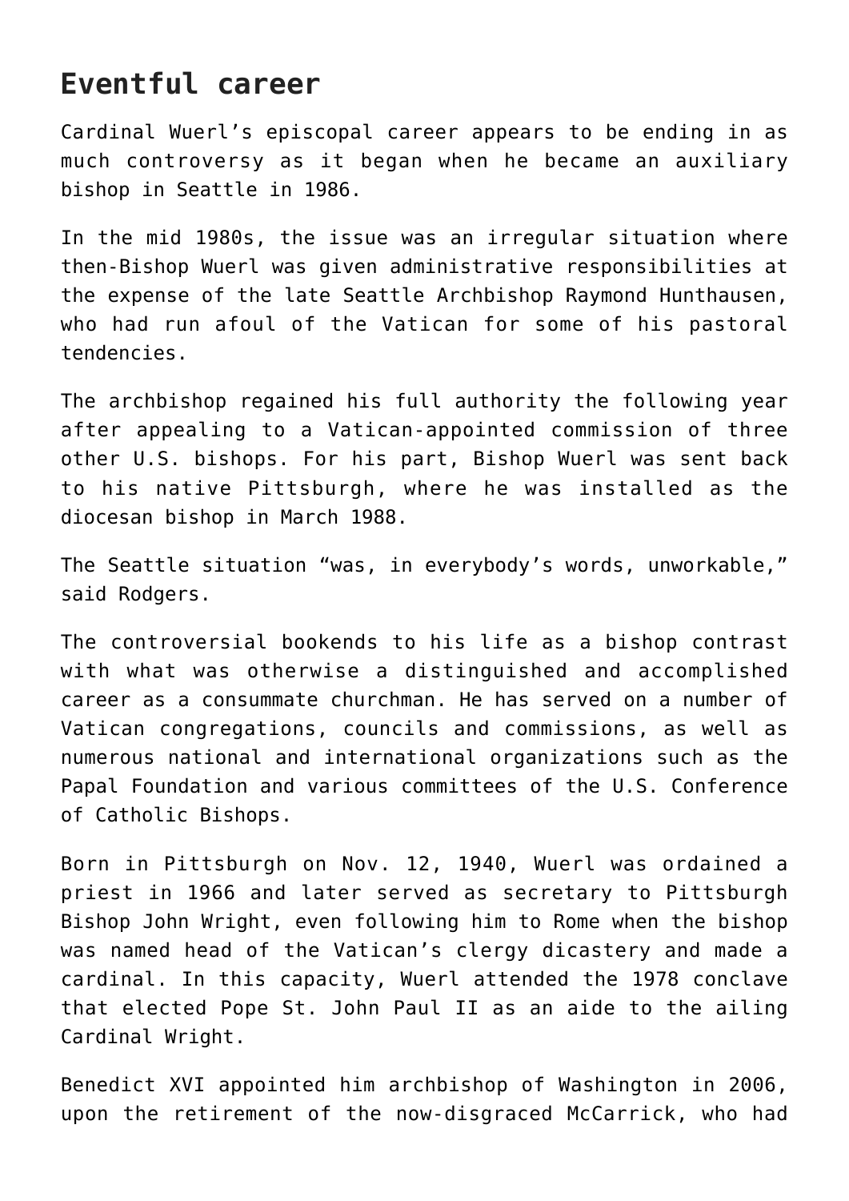## Eventful career

Cardinal Wuerl's episcopal career appears to be ending in as much controversy as it began when he became an auxiliary bishop in Seattle in 1986.

In the mid 1980s, the issue was an irregular situation where then-Bishop Wuerl was given administrative responsibilities at the expense of the late Seattle Archbishop Raymond Hunthausen, who had run afoul of the Vatican for some of his pastoral tendencies.

The archbishop regained his full authority the following year after appealing to a Vatican-appointed commission of three other U.S. bishops. For his part, Bishop Wuerl was sent back to his native Pittsburgh, where he was installed as the diocesan bishop in March 1988.

The Seattle situation "was, in everybody's words, unworkable," said Rodgers.

The controversial bookends to his life as a bishop contrast with what was otherwise a distinguished and accomplished career as a consummate churchman. He has served on a number of Vatican congregations, councils and commissions, as well as numerous national and international organizations such as the Papal Foundation and various committees of the U.S. Conference of Catholic Bishops.

Born in Pittsburgh on Nov. 12, 1940, Wuerl was ordained a priest in 1966 and later served as secretary to Pittsburgh Bishop John Wright, even following him to Rome when the bishop was named head of the Vatican's clergy dicastery and made a cardinal. In this capacity, Wuerl attended the 1978 conclave that elected Pope St. John Paul II as an aide to the ailing Cardinal Wright.

Benedict XVI appointed him archbishop of Washington in 2006, upon the retirement of the now-disgraced McCarrick, who had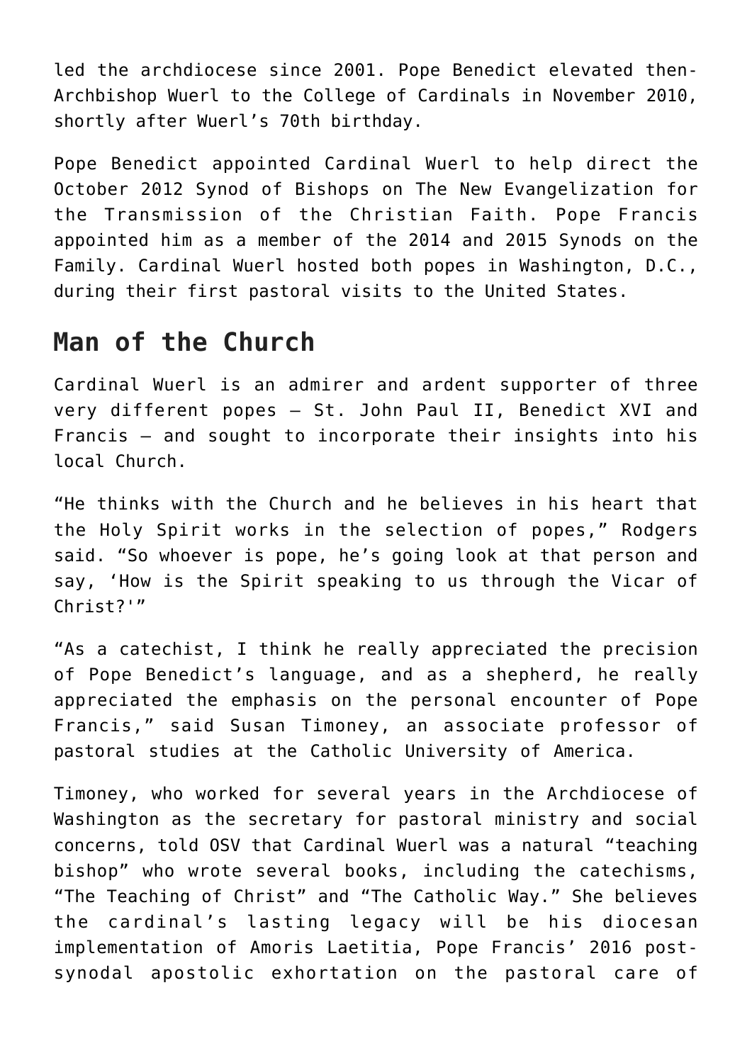led the archdiocese since 2001. Pope Benedict elevated then-Archbishop Wuerl to the College of Cardinals in November 2010, shortly after Wuerl's 70th birthday.

Pope Benedict appointed Cardinal Wuerl to help direct the October 2012 Synod of Bishops on The New Evangelization for the Transmission of the Christian Faith. Pope Francis appointed him as a member of the 2014 and 2015 Synods on the Family. Cardinal Wuerl hosted both popes in Washington, D.C., during their first pastoral visits to the United States.

## Man of the Church

Cardinal Wuerl is an admirer and ardent supporter of three very different popes — St. John Paul II, Benedict XVI and Francis — and sought to incorporate their insights into his local Church.

"He thinks with the Church and he believes in his heart that the Holy Spirit works in the selection of popes," Rodgers said. "So whoever is pope, he's going look at that person and say, 'How is the Spirit speaking to us through the Vicar of Christ?'"

"As a catechist, I think he really appreciated the precision of Pope Benedict's language, and as a shepherd, he really appreciated the emphasis on the personal encounter of Pope Francis," said Susan Timoney, an associate professor of pastoral studies at the Catholic University of America.

Timoney, who worked for several years in the Archdiocese of Washington as the secretary for pastoral ministry and social concerns, told OSV that Cardinal Wuerl was a natural "teaching bishop" who wrote several books, including the catechisms, "The Teaching of Christ" and "The Catholic Way." She believes the cardinal's lasting legacy will be his diocesan implementation of Amoris Laetitia, Pope Francis' 2016 post-synodal apostolic exhortation on the pastoral care of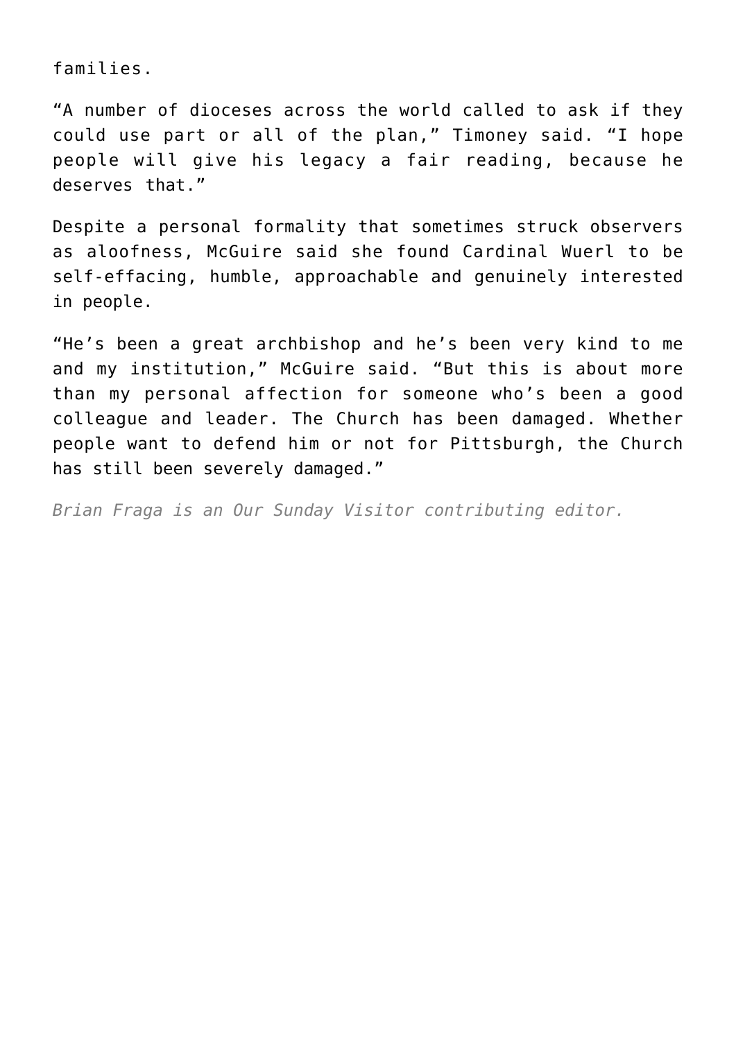families.

“A number of dioceses across the world called to ask if they could use part or all of the plan,” Timoney said. “I hope people will give his legacy a fair reading, because he deserves that.”

Despite a personal formality that sometimes struck observers as aloofness, McGuire said she found Cardinal Wuerl to be self-effacing, humble, approachable and genuinely interested in people.

“He’s been a great archbishop and he’s been very kind to me and my institution,” McGuire said. “But this is about more than my personal affection for someone who’s been a good colleague and leader. The Church has been damaged. Whether people want to defend him or not for Pittsburgh, the Church has still been severely damaged.”

*Brian Fraga is an Our Sunday Visitor contributing editor.*